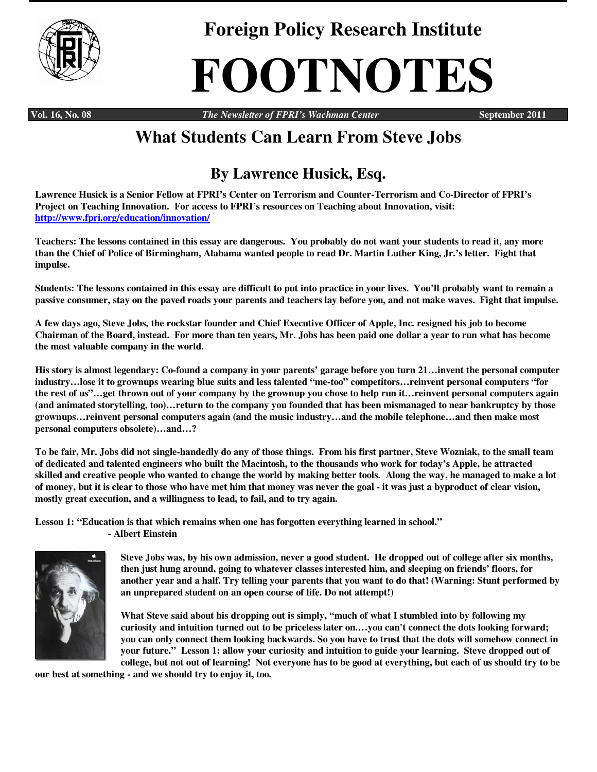# Foreign Policy Research Institute

# FOOTNOTES

**Vol. 16, No. 08** ***The Newsletter of FPRI's Wachman Center*** **September 2011**

## What Students Can Learn From Steve Jobs

## By Lawrence Husick, Esq.

**Lawrence Husick is a Senior Fellow at FPRI's Center on Terrorism and Counter-Terrorism and Co-Director of FPRI's Project on Teaching Innovation. For access to FPRI's resources on Teaching about Innovation, visit: http://www.fpri.org/education/innovation/**

**Teachers: The lessons contained in this essay are dangerous. You probably do not want your students to read it, any more than the Chief of Police of Birmingham, Alabama wanted people to read Dr. Martin Luther King, Jr.'s letter. Fight that impulse.**

**Students: The lessons contained in this essay are difficult to put into practice in your lives. You'll probably want to remain a passive consumer, stay on the paved roads your parents and teachers lay before you, and not make waves. Fight that impulse.**

**A few days ago, Steve Jobs, the rockstar founder and Chief Executive Officer of Apple, Inc. resigned his job to become Chairman of the Board, instead. For more than ten years, Mr. Jobs has been paid one dollar a year to run what has become the most valuable company in the world.**

**His story is almost legendary: Co-found a company in your parents' garage before you turn 21…invent the personal computer industry…lose it to grownups wearing blue suits and less talented "me-too" competitors…reinvent personal computers "for the rest of us"…get thrown out of your company by the grownup you chose to help run it…reinvent personal computers again (and animated storytelling, too)…return to the company you founded that has been mismanaged to near bankruptcy by those grownups…reinvent personal computers again (and the music industry…and the mobile telephone…and then make most personal computers obsolete)…and…?**

**To be fair, Mr. Jobs did not single-handedly do any of those things. From his first partner, Steve Wozniak, to the small team of dedicated and talented engineers who built the Macintosh, to the thousands who work for today's Apple, he attracted skilled and creative people who wanted to change the world by making better tools. Along the way, he managed to make a lot of money, but it is clear to those who have met him that money was never the goal - it was just a byproduct of clear vision, mostly great execution, and a willingness to lead, to fail, and to try again.**

**Lesson 1: "Education is that which remains when one has forgotten everything learned in school."**
**- Albert Einstein**

**Steve Jobs was, by his own admission, never a good student. He dropped out of college after six months, then just hung around, going to whatever classes interested him, and sleeping on friends' floors, for another year and a half. Try telling your parents that you want to do that! (Warning: Stunt performed by an unprepared student on an open course of life. Do not attempt!)**

**What Steve said about his dropping out is simply, "much of what I stumbled into by following my curiosity and intuition turned out to be priceless later on.…you can't connect the dots looking forward; you can only connect them looking backwards. So you have to trust that the dots will somehow connect in your future." Lesson 1: allow your curiosity and intuition to guide your learning. Steve dropped out of college, but not out of learning! Not everyone has to be good at everything, but each of us should try to be our best at something - and we should try to enjoy it, too.**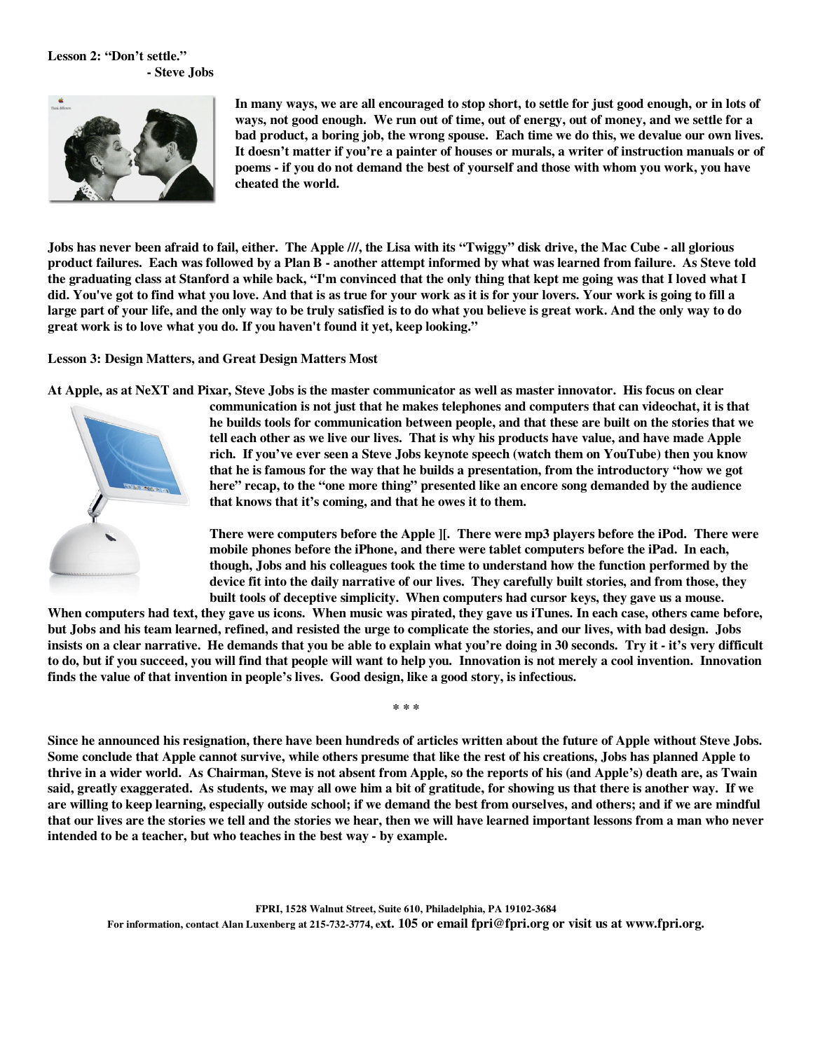**Lesson 2: "Don't settle."**
**- Steve Jobs**

**In many ways, we are all encouraged to stop short, to settle for just good enough, or in lots of ways, not good enough. We run out of time, out of energy, out of money, and we settle for a bad product, a boring job, the wrong spouse. Each time we do this, we devalue our own lives. It doesn't matter if you're a painter of houses or murals, a writer of instruction manuals or of poems - if you do not demand the best of yourself and those with whom you work, you have cheated the world.**

**Jobs has never been afraid to fail, either. The Apple ///, the Lisa with its "Twiggy" disk drive, the Mac Cube - all glorious product failures. Each was followed by a Plan B - another attempt informed by what was learned from failure. As Steve told the graduating class at Stanford a while back, "I'm convinced that the only thing that kept me going was that I loved what I did. You've got to find what you love. And that is as true for your work as it is for your lovers. Your work is going to fill a large part of your life, and the only way to be truly satisfied is to do what you believe is great work. And the only way to do great work is to love what you do. If you haven't found it yet, keep looking."**

**Lesson 3: Design Matters, and Great Design Matters Most**

**At Apple, as at NeXT and Pixar, Steve Jobs is the master communicator as well as master innovator. His focus on clear communication is not just that he makes telephones and computers that can videochat, it is that he builds tools for communication between people, and that these are built on the stories that we tell each other as we live our lives. That is why his products have value, and have made Apple rich. If you've ever seen a Steve Jobs keynote speech (watch them on YouTube) then you know that he is famous for the way that he builds a presentation, from the introductory "how we got here" recap, to the "one more thing" presented like an encore song demanded by the audience that knows that it's coming, and that he owes it to them.**

**There were computers before the Apple ][. There were mp3 players before the iPod. There were mobile phones before the iPhone, and there were tablet computers before the iPad. In each, though, Jobs and his colleagues took the time to understand how the function performed by the device fit into the daily narrative of our lives. They carefully built stories, and from those, they built tools of deceptive simplicity. When computers had cursor keys, they gave us a mouse. When computers had text, they gave us icons. When music was pirated, they gave us iTunes. In each case, others came before, but Jobs and his team learned, refined, and resisted the urge to complicate the stories, and our lives, with bad design. Jobs insists on a clear narrative. He demands that you be able to explain what you're doing in 30 seconds. Try it - it's very difficult to do, but if you succeed, you will find that people will want to help you. Innovation is not merely a cool invention. Innovation finds the value of that invention in people's lives. Good design, like a good story, is infectious.**

**\* \* \***

**Since he announced his resignation, there have been hundreds of articles written about the future of Apple without Steve Jobs. Some conclude that Apple cannot survive, while others presume that like the rest of his creations, Jobs has planned Apple to thrive in a wider world. As Chairman, Steve is not absent from Apple, so the reports of his (and Apple's) death are, as Twain said, greatly exaggerated. As students, we may all owe him a bit of gratitude, for showing us that there is another way. If we are willing to keep learning, especially outside school; if we demand the best from ourselves, and others; and if we are mindful that our lives are the stories we tell and the stories we hear, then we will have learned important lessons from a man who never intended to be a teacher, but who teaches in the best way - by example.**

**FPRI, 1528 Walnut Street, Suite 610, Philadelphia, PA 19102-3684**
**For information, contact Alan Luxenberg at 215-732-3774, ext. 105 or email fpri@fpri.org or visit us at www.fpri.org.**